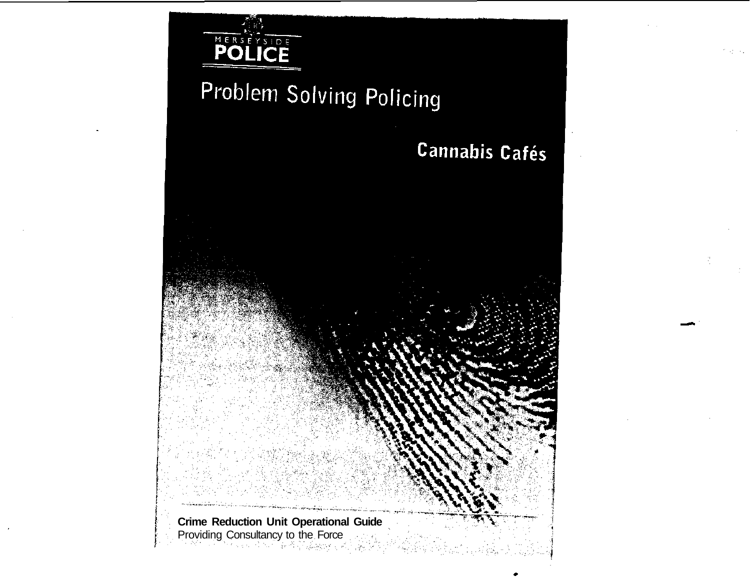MERSEYSIDE
**POLICE**

# Problem Solving Policing

## Cannabis Cafés

**Crime Reduction Unit Operational Guide**
Providing Consultancy to the Force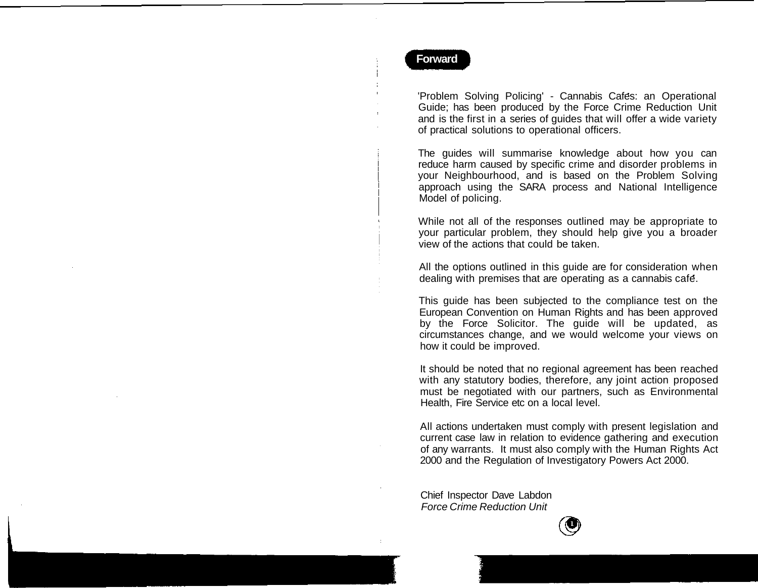## Forward

'Problem Solving Policing' - Cannabis Cafés: an Operational Guide; has been produced by the Force Crime Reduction Unit and is the first in a series of guides that will offer a wide variety of practical solutions to operational officers.

The guides will summarise knowledge about how you can reduce harm caused by specific crime and disorder problems in your Neighbourhood, and is based on the Problem Solving approach using the SARA process and National Intelligence Model of policing.

While not all of the responses outlined may be appropriate to your particular problem, they should help give you a broader view of the actions that could be taken.

All the options outlined in this guide are for consideration when dealing with premises that are operating as a cannabis café.

This guide has been subjected to the compliance test on the European Convention on Human Rights and has been approved by the Force Solicitor. The guide will be updated, as circumstances change, and we would welcome your views on how it could be improved.

It should be noted that no regional agreement has been reached with any statutory bodies, therefore, any joint action proposed must be negotiated with our partners, such as Environmental Health, Fire Service etc on a local level.

All actions undertaken must comply with present legislation and current case law in relation to evidence gathering and execution of any warrants. It must also comply with the Human Rights Act 2000 and the Regulation of Investigatory Powers Act 2000.

Chief Inspector Dave Labdon
*Force Crime Reduction Unit*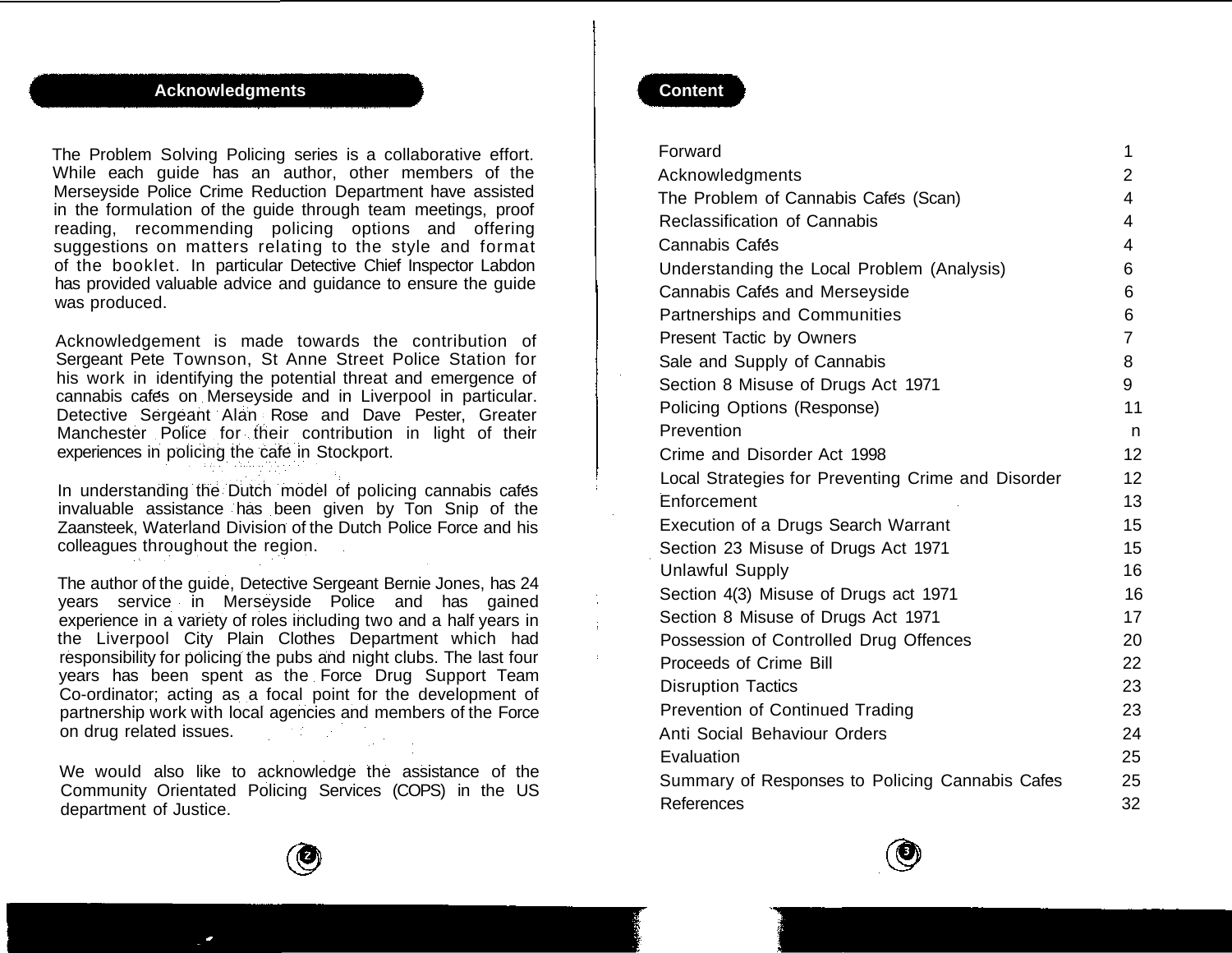## Acknowledgments

The Problem Solving Policing series is a collaborative effort. While each guide has an author, other members of the Merseyside Police Crime Reduction Department have assisted in the formulation of the guide through team meetings, proof reading, recommending policing options and offering suggestions on matters relating to the style and format of the booklet. In particular Detective Chief Inspector Labdon has provided valuable advice and guidance to ensure the guide was produced.

Acknowledgement is made towards the contribution of Sergeant Pete Townson, St Anne Street Police Station for his work in identifying the potential threat and emergence of cannabis cafés on Merseyside and in Liverpool in particular. Detective Sergeant Alan Rose and Dave Pester, Greater Manchester Police for their contribution in light of their experiences in policing the café in Stockport.

In understanding the Dutch model of policing cannabis cafés invaluable assistance has been given by Ton Snip of the Zaansteek, Waterland Division of the Dutch Police Force and his colleagues throughout the region.

The author of the guide, Detective Sergeant Bernie Jones, has 24 years service in Merseyside Police and has gained experience in a variety of roles including two and a half years in the Liverpool City Plain Clothes Department which had responsibility for policing the pubs and night clubs. The last four years has been spent as the Force Drug Support Team Co-ordinator; acting as a focal point for the development of partnership work with local agencies and members of the Force on drug related issues.

We would also like to acknowledge the assistance of the Community Orientated Policing Services (COPS) in the US department of Justice.

## Content

| | |
|---|---|
| Forward | 1 |
| Acknowledgments | 2 |
| The Problem of Cannabis Cafés (Scan) | 4 |
| Reclassification of Cannabis | 4 |
| Cannabis Cafés | 4 |
| Understanding the Local Problem (Analysis) | 6 |
| Cannabis Cafés and Merseyside | 6 |
| Partnerships and Communities | 6 |
| Present Tactic by Owners | 7 |
| Sale and Supply of Cannabis | 8 |
| Section 8 Misuse of Drugs Act 1971 | 9 |
| Policing Options (Response) | 11 |
| Prevention | n |
| Crime and Disorder Act 1998 | 12 |
| Local Strategies for Preventing Crime and Disorder | 12 |
| Enforcement | 13 |
| Execution of a Drugs Search Warrant | 15 |
| Section 23 Misuse of Drugs Act 1971 | 15 |
| Unlawful Supply | 16 |
| Section 4(3) Misuse of Drugs act 1971 | 16 |
| Section 8 Misuse of Drugs Act 1971 | 17 |
| Possession of Controlled Drug Offences | 20 |
| Proceeds of Crime Bill | 22 |
| Disruption Tactics | 23 |
| Prevention of Continued Trading | 23 |
| Anti Social Behaviour Orders | 24 |
| Evaluation | 25 |
| Summary of Responses to Policing Cannabis Cafes | 25 |
| References | 32 |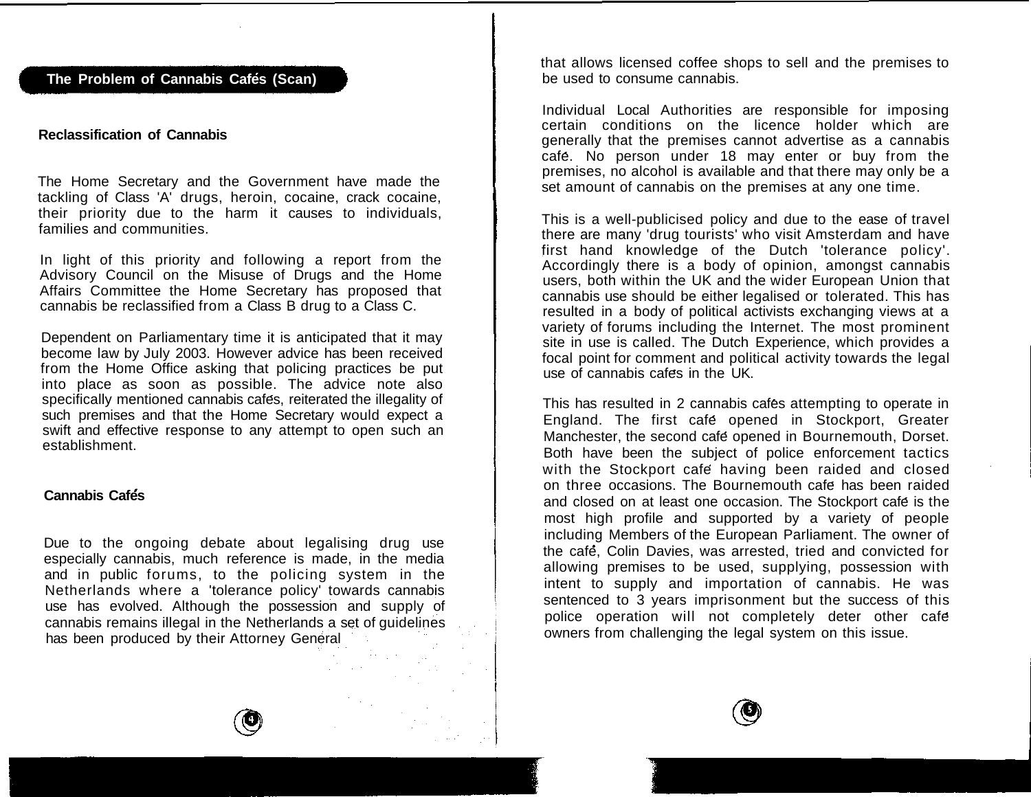## The Problem of Cannabis Cafés (Scan)

### Reclassification of Cannabis

The Home Secretary and the Government have made the tackling of Class 'A' drugs, heroin, cocaine, crack cocaine, their priority due to the harm it causes to individuals, families and communities.

In light of this priority and following a report from the Advisory Council on the Misuse of Drugs and the Home Affairs Committee the Home Secretary has proposed that cannabis be reclassified from a Class B drug to a Class C.

Dependent on Parliamentary time it is anticipated that it may become law by July 2003. However advice has been received from the Home Office asking that policing practices be put into place as soon as possible. The advice note also specifically mentioned cannabis cafés, reiterated the illegality of such premises and that the Home Secretary would expect a swift and effective response to any attempt to open such an establishment.

### Cannabis Cafés

Due to the ongoing debate about legalising drug use especially cannabis, much reference is made, in the media and in public forums, to the policing system in the Netherlands where a 'tolerance policy' towards cannabis use has evolved. Although the possession and supply of cannabis remains illegal in the Netherlands a set of guidelines has been produced by their Attorney General that allows licensed coffee shops to sell and the premises to be used to consume cannabis.

Individual Local Authorities are responsible for imposing certain conditions on the licence holder which are generally that the premises cannot advertise as a cannabis café. No person under 18 may enter or buy from the premises, no alcohol is available and that there may only be a set amount of cannabis on the premises at any one time.

This is a well-publicised policy and due to the ease of travel there are many 'drug tourists' who visit Amsterdam and have first hand knowledge of the Dutch 'tolerance policy'. Accordingly there is a body of opinion, amongst cannabis users, both within the UK and the wider European Union that cannabis use should be either legalised or tolerated. This has resulted in a body of political activists exchanging views at a variety of forums including the Internet. The most prominent site in use is called. The Dutch Experience, which provides a focal point for comment and political activity towards the legal use of cannabis cafés in the UK.

This has resulted in 2 cannabis cafés attempting to operate in England. The first café opened in Stockport, Greater Manchester, the second café opened in Bournemouth, Dorset. Both have been the subject of police enforcement tactics with the Stockport café having been raided and closed on three occasions. The Bournemouth café has been raided and closed on at least one occasion. The Stockport café is the most high profile and supported by a variety of people including Members of the European Parliament. The owner of the café, Colin Davies, was arrested, tried and convicted for allowing premises to be used, supplying, possession with intent to supply and importation of cannabis. He was sentenced to 3 years imprisonment but the success of this police operation will not completely deter other café owners from challenging the legal system on this issue.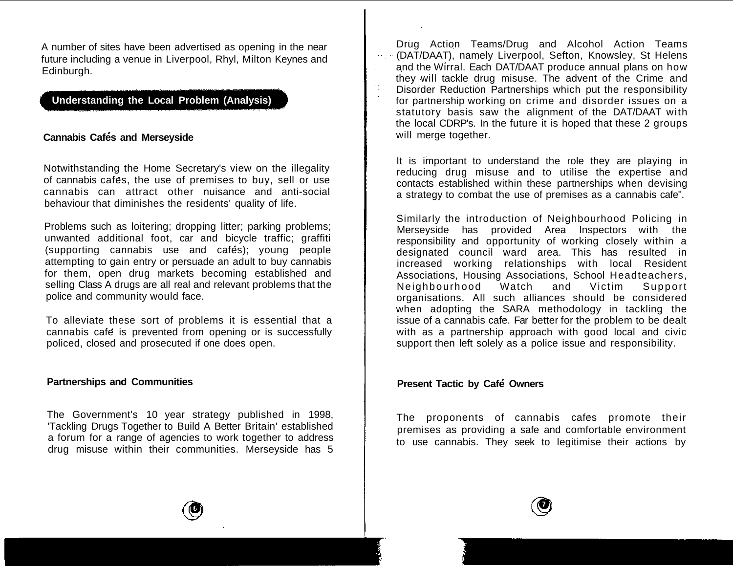A number of sites have been advertised as opening in the near future including a venue in Liverpool, Rhyl, Milton Keynes and Edinburgh.

## Understanding the Local Problem (Analysis)

### Cannabis Cafés and Merseyside

Notwithstanding the Home Secretary's view on the illegality of cannabis cafés, the use of premises to buy, sell or use cannabis can attract other nuisance and anti-social behaviour that diminishes the residents' quality of life.

Problems such as loitering; dropping litter; parking problems; unwanted additional foot, car and bicycle traffic; graffiti (supporting cannabis use and cafés); young people attempting to gain entry or persuade an adult to buy cannabis for them, open drug markets becoming established and selling Class A drugs are all real and relevant problems that the police and community would face.

To alleviate these sort of problems it is essential that a cannabis café is prevented from opening or is successfully policed, closed and prosecuted if one does open.

### Partnerships and Communities

The Government's 10 year strategy published in 1998, 'Tackling Drugs Together to Build A Better Britain' established a forum for a range of agencies to work together to address drug misuse within their communities. Merseyside has 5 Drug Action Teams/Drug and Alcohol Action Teams (DAT/DAAT), namely Liverpool, Sefton, Knowsley, St Helens and the Wirral. Each DAT/DAAT produce annual plans on how they will tackle drug misuse. The advent of the Crime and Disorder Reduction Partnerships which put the responsibility for partnership working on crime and disorder issues on a statutory basis saw the alignment of the DAT/DAAT with the local CDRP's. In the future it is hoped that these 2 groups will merge together.

It is important to understand the role they are playing in reducing drug misuse and to utilise the expertise and contacts established within these partnerships when devising a strategy to combat the use of premises as a cannabis cafe".

Similarly the introduction of Neighbourhood Policing in Merseyside has provided Area Inspectors with the responsibility and opportunity of working closely within a designated council ward area. This has resulted in increased working relationships with local Resident Associations, Housing Associations, School Headteachers, Neighbourhood Watch and Victim Support organisations. All such alliances should be considered when adopting the SARA methodology in tackling the issue of a cannabis cafe. Far better for the problem to be dealt with as a partnership approach with good local and civic support then left solely as a police issue and responsibility.

### Present Tactic by Café Owners

The proponents of cannabis cafes promote their premises as providing a safe and comfortable environment to use cannabis. They seek to legitimise their actions by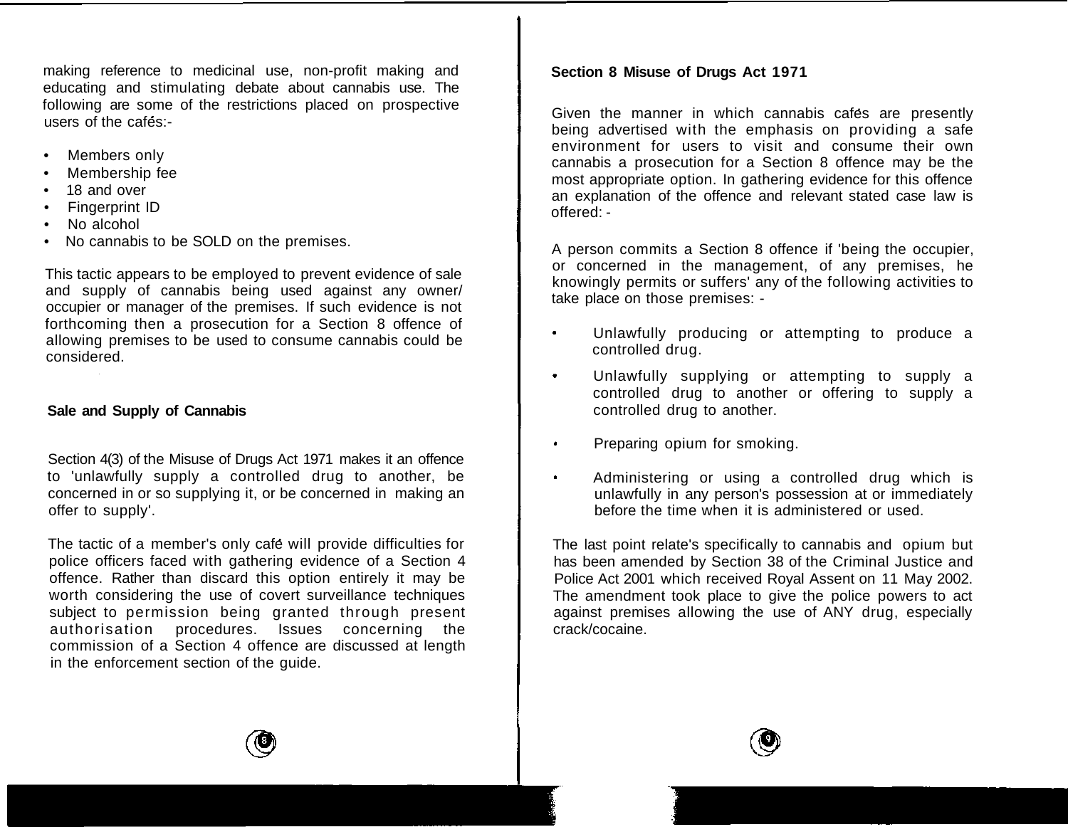making reference to medicinal use, non-profit making and educating and stimulating debate about cannabis use. The following are some of the restrictions placed on prospective users of the cafés:-

- Members only
- Membership fee
- 18 and over
- Fingerprint ID
- No alcohol
- No cannabis to be SOLD on the premises.

This tactic appears to be employed to prevent evidence of sale and supply of cannabis being used against any owner/ occupier or manager of the premises. If such evidence is not forthcoming then a prosecution for a Section 8 offence of allowing premises to be used to consume cannabis could be considered.

**Sale and Supply of Cannabis**

Section 4(3) of the Misuse of Drugs Act 1971 makes it an offence to 'unlawfully supply a controlled drug to another, be concerned in or so supplying it, or be concerned in making an offer to supply'.

The tactic of a member's only café will provide difficulties for police officers faced with gathering evidence of a Section 4 offence. Rather than discard this option entirely it may be worth considering the use of covert surveillance techniques subject to permission being granted through present authorisation procedures. Issues concerning the commission of a Section 4 offence are discussed at length in the enforcement section of the guide.

**Section 8 Misuse of Drugs Act 1971**

Given the manner in which cannabis cafés are presently being advertised with the emphasis on providing a safe environment for users to visit and consume their own cannabis a prosecution for a Section 8 offence may be the most appropriate option. In gathering evidence for this offence an explanation of the offence and relevant stated case law is offered: -

A person commits a Section 8 offence if 'being the occupier, or concerned in the management, of any premises, he knowingly permits or suffers' any of the following activities to take place on those premises: -

- Unlawfully producing or attempting to produce a controlled drug.
- Unlawfully supplying or attempting to supply a controlled drug to another or offering to supply a controlled drug to another.
- Preparing opium for smoking.
- Administering or using a controlled drug which is unlawfully in any person's possession at or immediately before the time when it is administered or used.

The last point relate's specifically to cannabis and opium but has been amended by Section 38 of the Criminal Justice and Police Act 2001 which received Royal Assent on 11 May 2002. The amendment took place to give the police powers to act against premises allowing the use of ANY drug, especially crack/cocaine.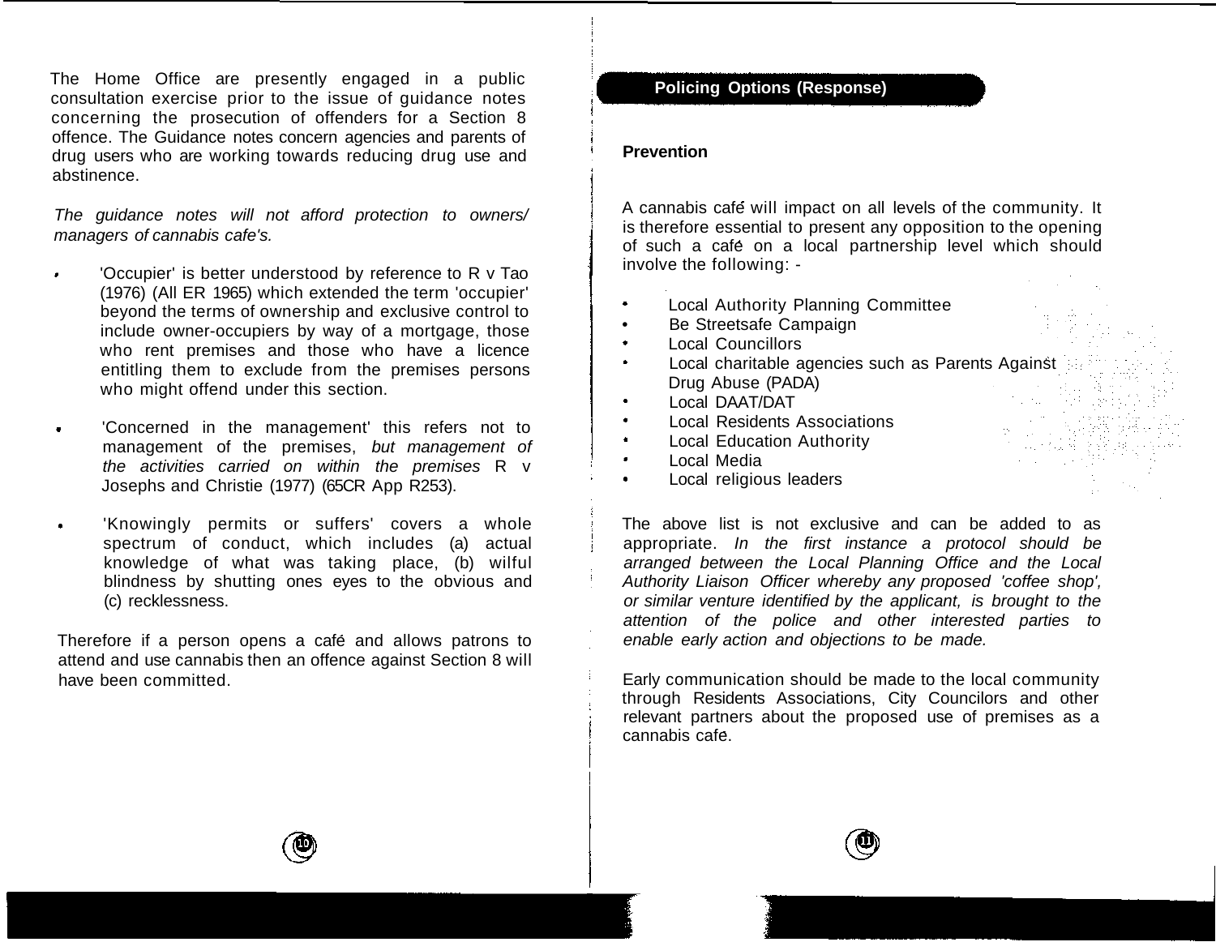The Home Office are presently engaged in a public consultation exercise prior to the issue of guidance notes concerning the prosecution of offenders for a Section 8 offence. The Guidance notes concern agencies and parents of drug users who are working towards reducing drug use and abstinence.

*The guidance notes will not afford protection to owners/ managers of cannabis cafe's.*

- 'Occupier' is better understood by reference to R v Tao (1976) (All ER 1965) which extended the term 'occupier' beyond the terms of ownership and exclusive control to include owner-occupiers by way of a mortgage, those who rent premises and those who have a licence entitling them to exclude from the premises persons who might offend under this section.

- 'Concerned in the management' this refers not to management of the premises, *but management of the activities carried on within the premises* R v Josephs and Christie (1977) (65CR App R253).

- 'Knowingly permits or suffers' covers a whole spectrum of conduct, which includes (a) actual knowledge of what was taking place, (b) wilful blindness by shutting ones eyes to the obvious and (c) recklessness.

Therefore if a person opens a café and allows patrons to attend and use cannabis then an offence against Section 8 will have been committed.

## Policing Options (Response)

### Prevention

A cannabis café will impact on all levels of the community. It is therefore essential to present any opposition to the opening of such a café on a local partnership level which should involve the following: -

- Local Authority Planning Committee
- Be Streetsafe Campaign
- Local Councillors
- Local charitable agencies such as Parents Against Drug Abuse (PADA)
- Local DAAT/DAT
- Local Residents Associations
- Local Education Authority
- Local Media
- Local religious leaders

The above list is not exclusive and can be added to as appropriate. *In the first instance a protocol should be arranged between the Local Planning Office and the Local Authority Liaison Officer whereby any proposed 'coffee shop', or similar venture identified by the applicant, is brought to the attention of the police and other interested parties to enable early action and objections to be made.*

Early communication should be made to the local community through Residents Associations, City Councilors and other relevant partners about the proposed use of premises as a cannabis cafe.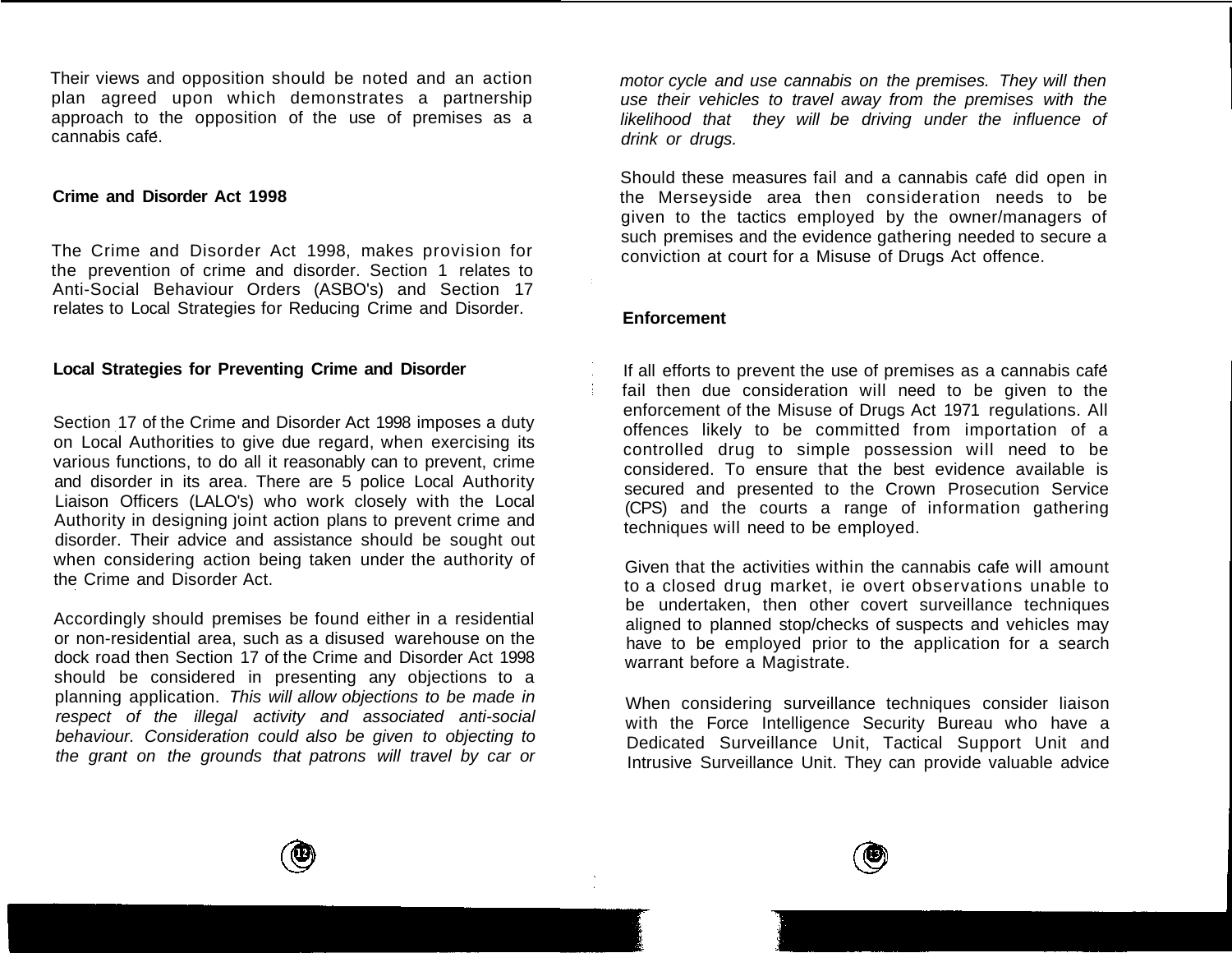Their views and opposition should be noted and an action plan agreed upon which demonstrates a partnership approach to the opposition of the use of premises as a cannabis café.

**Crime and Disorder Act 1998**

The Crime and Disorder Act 1998, makes provision for the prevention of crime and disorder. Section 1 relates to Anti-Social Behaviour Orders (ASBO's) and Section 17 relates to Local Strategies for Reducing Crime and Disorder.

**Local Strategies for Preventing Crime and Disorder**

Section 17 of the Crime and Disorder Act 1998 imposes a duty on Local Authorities to give due regard, when exercising its various functions, to do all it reasonably can to prevent, crime and disorder in its area. There are 5 police Local Authority Liaison Officers (LALO's) who work closely with the Local Authority in designing joint action plans to prevent crime and disorder. Their advice and assistance should be sought out when considering action being taken under the authority of the Crime and Disorder Act.

Accordingly should premises be found either in a residential or non-residential area, such as a disused warehouse on the dock road then Section 17 of the Crime and Disorder Act 1998 should be considered in presenting any objections to a planning application. *This will allow objections to be made in respect of the illegal activity and associated anti-social behaviour. Consideration could also be given to objecting to the grant on the grounds that patrons will travel by car or motor cycle and use cannabis on the premises. They will then use their vehicles to travel away from the premises with the likelihood that they will be driving under the influence of drink or drugs.*

Should these measures fail and a cannabis café did open in the Merseyside area then consideration needs to be given to the tactics employed by the owner/managers of such premises and the evidence gathering needed to secure a conviction at court for a Misuse of Drugs Act offence.

**Enforcement**

If all efforts to prevent the use of premises as a cannabis café fail then due consideration will need to be given to the enforcement of the Misuse of Drugs Act 1971 regulations. All offences likely to be committed from importation of a controlled drug to simple possession will need to be considered. To ensure that the best evidence available is secured and presented to the Crown Prosecution Service (CPS) and the courts a range of information gathering techniques will need to be employed.

Given that the activities within the cannabis cafe will amount to a closed drug market, ie overt observations unable to be undertaken, then other covert surveillance techniques aligned to planned stop/checks of suspects and vehicles may have to be employed prior to the application for a search warrant before a Magistrate.

When considering surveillance techniques consider liaison with the Force Intelligence Security Bureau who have a Dedicated Surveillance Unit, Tactical Support Unit and Intrusive Surveillance Unit. They can provide valuable advice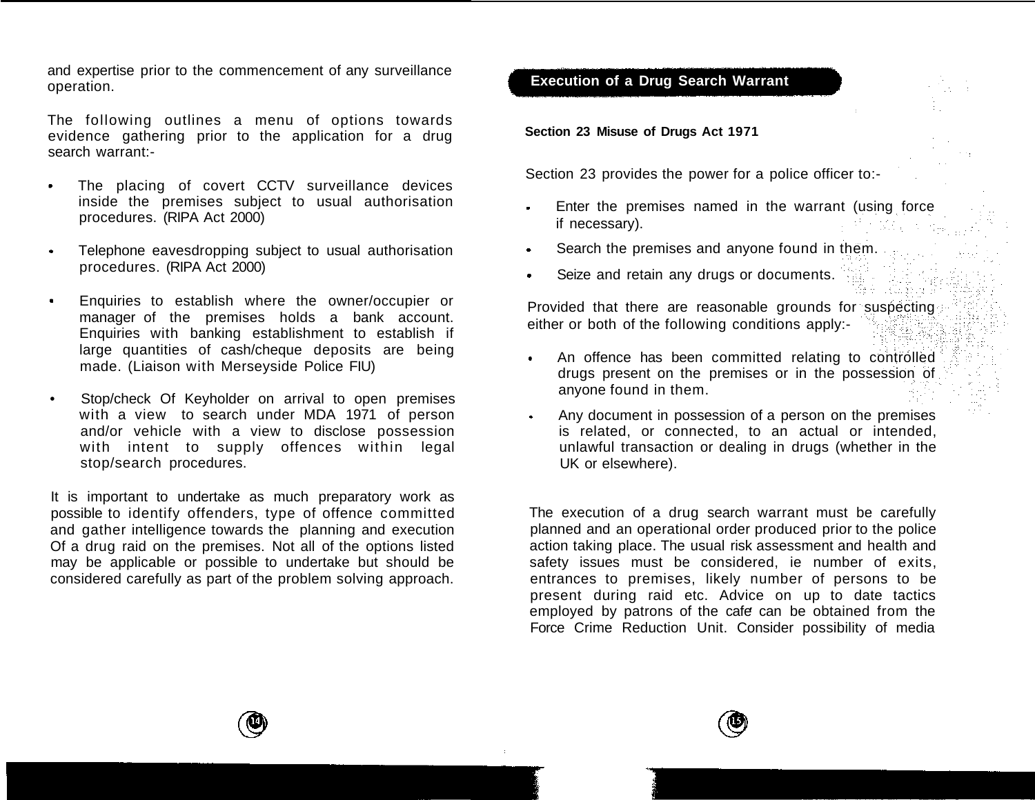and expertise prior to the commencement of any surveillance operation.

The following outlines a menu of options towards evidence gathering prior to the application for a drug search warrant:-

- The placing of covert CCTV surveillance devices inside the premises subject to usual authorisation procedures. (RIPA Act 2000)
- Telephone eavesdropping subject to usual authorisation procedures. (RIPA Act 2000)
- Enquiries to establish where the owner/occupier or manager of the premises holds a bank account. Enquiries with banking establishment to establish if large quantities of cash/cheque deposits are being made. (Liaison with Merseyside Police FIU)
- Stop/check Of Keyholder on arrival to open premises with a view to search under MDA 1971 of person and/or vehicle with a view to disclose possession with intent to supply offences within legal stop/search procedures.

It is important to undertake as much preparatory work as possible to identify offenders, type of offence committed and gather intelligence towards the planning and execution Of a drug raid on the premises. Not all of the options listed may be applicable or possible to undertake but should be considered carefully as part of the problem solving approach.

## Execution of a Drug Search Warrant

**Section 23 Misuse of Drugs Act 1971**

Section 23 provides the power for a police officer to:-

- Enter the premises named in the warrant (using force if necessary).
- Search the premises and anyone found in them.
- Seize and retain any drugs or documents.

Provided that there are reasonable grounds for suspecting either or both of the following conditions apply:-

- An offence has been committed relating to controlled drugs present on the premises or in the possession of anyone found in them.
- Any document in possession of a person on the premises is related, or connected, to an actual or intended, unlawful transaction or dealing in drugs (whether in the UK or elsewhere).

The execution of a drug search warrant must be carefully planned and an operational order produced prior to the police action taking place. The usual risk assessment and health and safety issues must be considered, ie number of exits, entrances to premises, likely number of persons to be present during raid etc. Advice on up to date tactics employed by patrons of the cafe can be obtained from the Force Crime Reduction Unit. Consider possibility of media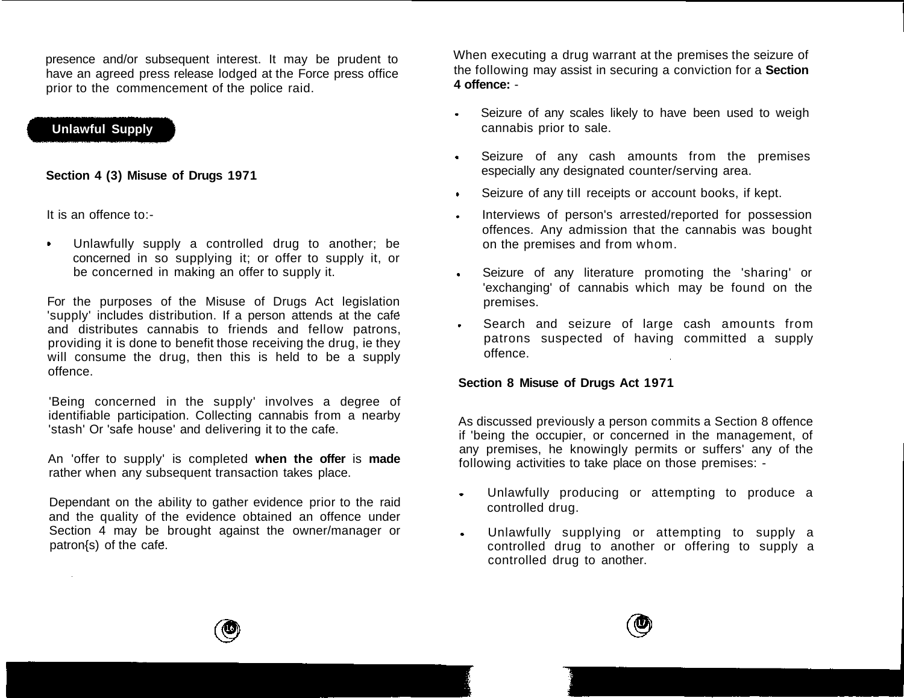presence and/or subsequent interest. It may be prudent to have an agreed press release lodged at the Force press office prior to the commencement of the police raid.

## Unlawful Supply

### Section 4 (3) Misuse of Drugs 1971

It is an offence to:-

- Unlawfully supply a controlled drug to another; be concerned in so supplying it; or offer to supply it, or be concerned in making an offer to supply it.

For the purposes of the Misuse of Drugs Act legislation 'supply' includes distribution. If a person attends at the café and distributes cannabis to friends and fellow patrons, providing it is done to benefit those receiving the drug, ie they will consume the drug, then this is held to be a supply offence.

'Being concerned in the supply' involves a degree of identifiable participation. Collecting cannabis from a nearby 'stash' Or 'safe house' and delivering it to the cafe.

An 'offer to supply' is completed **when the offer** is **made** rather when any subsequent transaction takes place.

Dependant on the ability to gather evidence prior to the raid and the quality of the evidence obtained an offence under Section 4 may be brought against the owner/manager or patron{s) of the café.

When executing a drug warrant at the premises the seizure of the following may assist in securing a conviction for a **Section 4 offence:** -

- Seizure of any scales likely to have been used to weigh cannabis prior to sale.
- Seizure of any cash amounts from the premises especially any designated counter/serving area.
- Seizure of any till receipts or account books, if kept.
- Interviews of person's arrested/reported for possession offences. Any admission that the cannabis was bought on the premises and from whom.
- Seizure of any literature promoting the 'sharing' or 'exchanging' of cannabis which may be found on the premises.
- Search and seizure of large cash amounts from patrons suspected of having committed a supply offence.

### Section 8 Misuse of Drugs Act 1971

As discussed previously a person commits a Section 8 offence if 'being the occupier, or concerned in the management, of any premises, he knowingly permits or suffers' any of the following activities to take place on those premises: -

- Unlawfully producing or attempting to produce a controlled drug.
- Unlawfully supplying or attempting to supply a controlled drug to another or offering to supply a controlled drug to another.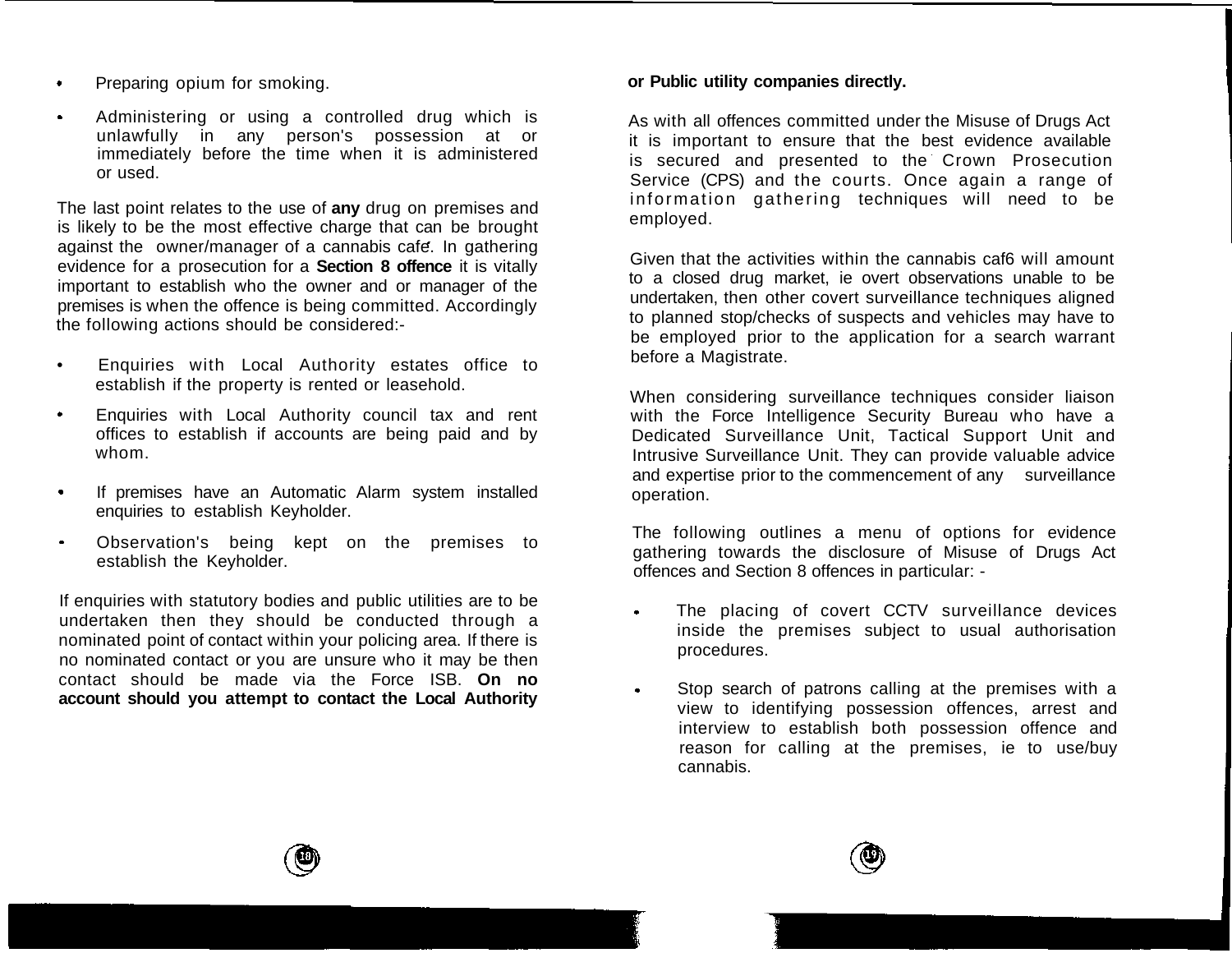- Preparing opium for smoking.
- Administering or using a controlled drug which is unlawfully in any person's possession at or immediately before the time when it is administered or used.

The last point relates to the use of **any** drug on premises and is likely to be the most effective charge that can be brought against the owner/manager of a cannabis cafe. In gathering evidence for a prosecution for a **Section 8 offence** it is vitally important to establish who the owner and or manager of the premises is when the offence is being committed. Accordingly the following actions should be considered:-

- Enquiries with Local Authority estates office to establish if the property is rented or leasehold.
- Enquiries with Local Authority council tax and rent offices to establish if accounts are being paid and by whom.
- If premises have an Automatic Alarm system installed enquiries to establish Keyholder.
- Observation's being kept on the premises to establish the Keyholder.

If enquiries with statutory bodies and public utilities are to be undertaken then they should be conducted through a nominated point of contact within your policing area. If there is no nominated contact or you are unsure who it may be then contact should be made via the Force ISB. **On no account should you attempt to contact the Local Authority or Public utility companies directly.**

As with all offences committed under the Misuse of Drugs Act it is important to ensure that the best evidence available is secured and presented to the Crown Prosecution Service (CPS) and the courts. Once again a range of information gathering techniques will need to be employed.

Given that the activities within the cannabis caf6 will amount to a closed drug market, ie overt observations unable to be undertaken, then other covert surveillance techniques aligned to planned stop/checks of suspects and vehicles may have to be employed prior to the application for a search warrant before a Magistrate.

When considering surveillance techniques consider liaison with the Force Intelligence Security Bureau who have a Dedicated Surveillance Unit, Tactical Support Unit and Intrusive Surveillance Unit. They can provide valuable advice and expertise prior to the commencement of any surveillance operation.

The following outlines a menu of options for evidence gathering towards the disclosure of Misuse of Drugs Act offences and Section 8 offences in particular: -

- The placing of covert CCTV surveillance devices inside the premises subject to usual authorisation procedures.
- Stop search of patrons calling at the premises with a view to identifying possession offences, arrest and interview to establish both possession offence and reason for calling at the premises, ie to use/buy cannabis.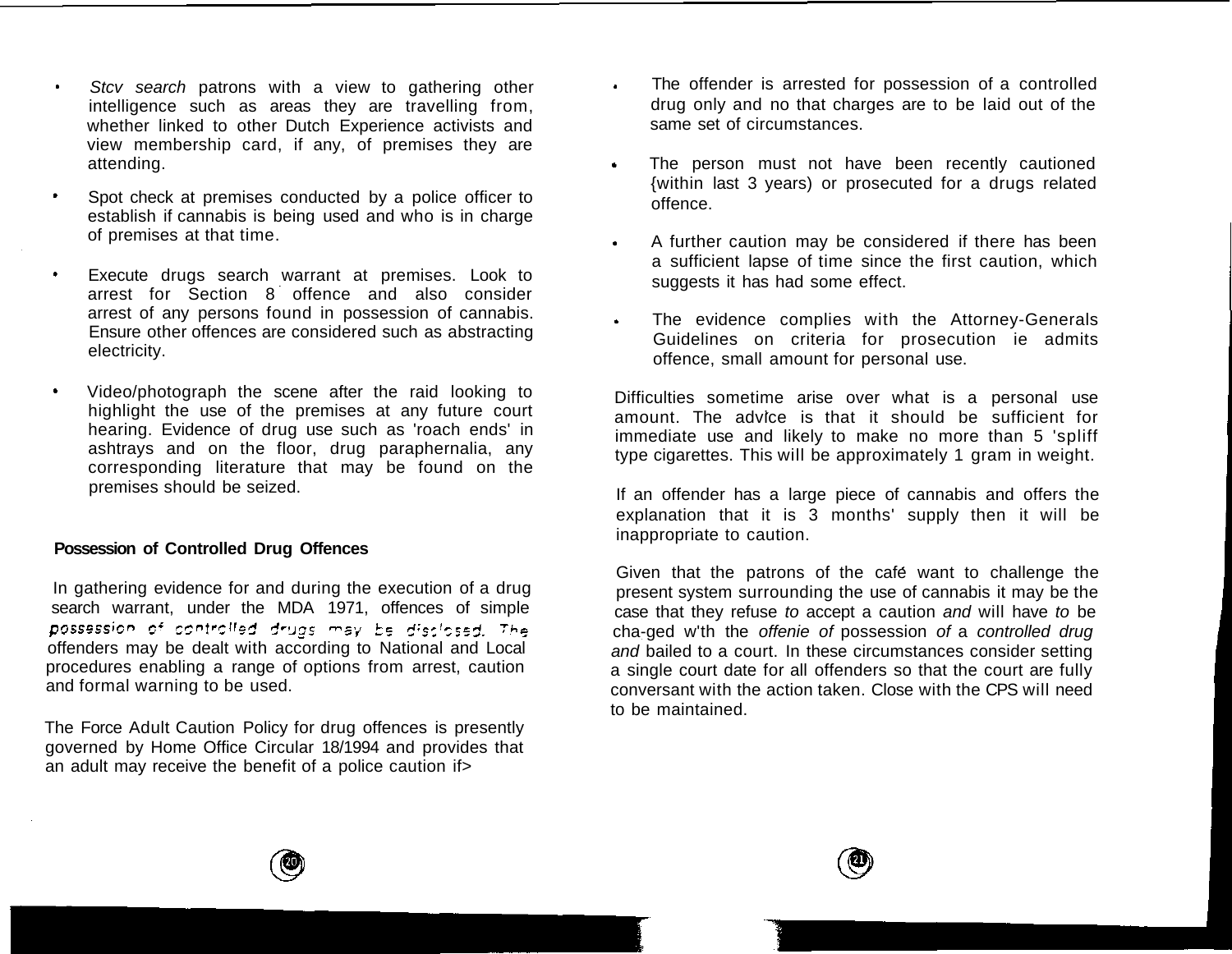- *Stcv search* patrons with a view to gathering other intelligence such as areas they are travelling from, whether linked to other Dutch Experience activists and view membership card, if any, of premises they are attending.

- Spot check at premises conducted by a police officer to establish if cannabis is being used and who is in charge of premises at that time.

- Execute drugs search warrant at premises. Look to arrest for Section 8 offence and also consider arrest of any persons found in possession of cannabis. Ensure other offences are considered such as abstracting electricity.

- Video/photograph the scene after the raid looking to highlight the use of the premises at any future court hearing. Evidence of drug use such as 'roach ends' in ashtrays and on the floor, drug paraphernalia, any corresponding literature that may be found on the premises should be seized.

**Possession of Controlled Drug Offences**

In gathering evidence for and during the execution of a drug search warrant, under the MDA 1971, offences of simple possession of controlled drugs may be disclosed. The offenders may be dealt with according to National and Local procedures enabling a range of options from arrest, caution and formal warning to be used.

The Force Adult Caution Policy for drug offences is presently governed by Home Office Circular 18/1994 and provides that an adult may receive the benefit of a police caution if>

- The offender is arrested for possession of a controlled drug only and no that charges are to be laid out of the same set of circumstances.

- The person must not have been recently cautioned {within last 3 years) or prosecuted for a drugs related offence.

- A further caution may be considered if there has been a sufficient lapse of time since the first caution, which suggests it has had some effect.

- The evidence complies with the Attorney-Generals Guidelines on criteria for prosecution ie admits offence, small amount for personal use.

Difficulties sometime arise over what is a personal use amount. The advice is that it should be sufficient for immediate use and likely to make no more than 5 'spliff type cigarettes. This will be approximately 1 gram in weight.

If an offender has a large piece of cannabis and offers the explanation that it is 3 months' supply then it will be inappropriate to caution.

Given that the patrons of the café want to challenge the present system surrounding the use of cannabis it may be the case that they refuse *to* accept a caution *and* will have *to* be cha-ged w'th the *offenie of* possession *of* a *controlled drug and* bailed to a court. In these circumstances consider setting a single court date for all offenders so that the court are fully conversant with the action taken. Close with the CPS will need to be maintained.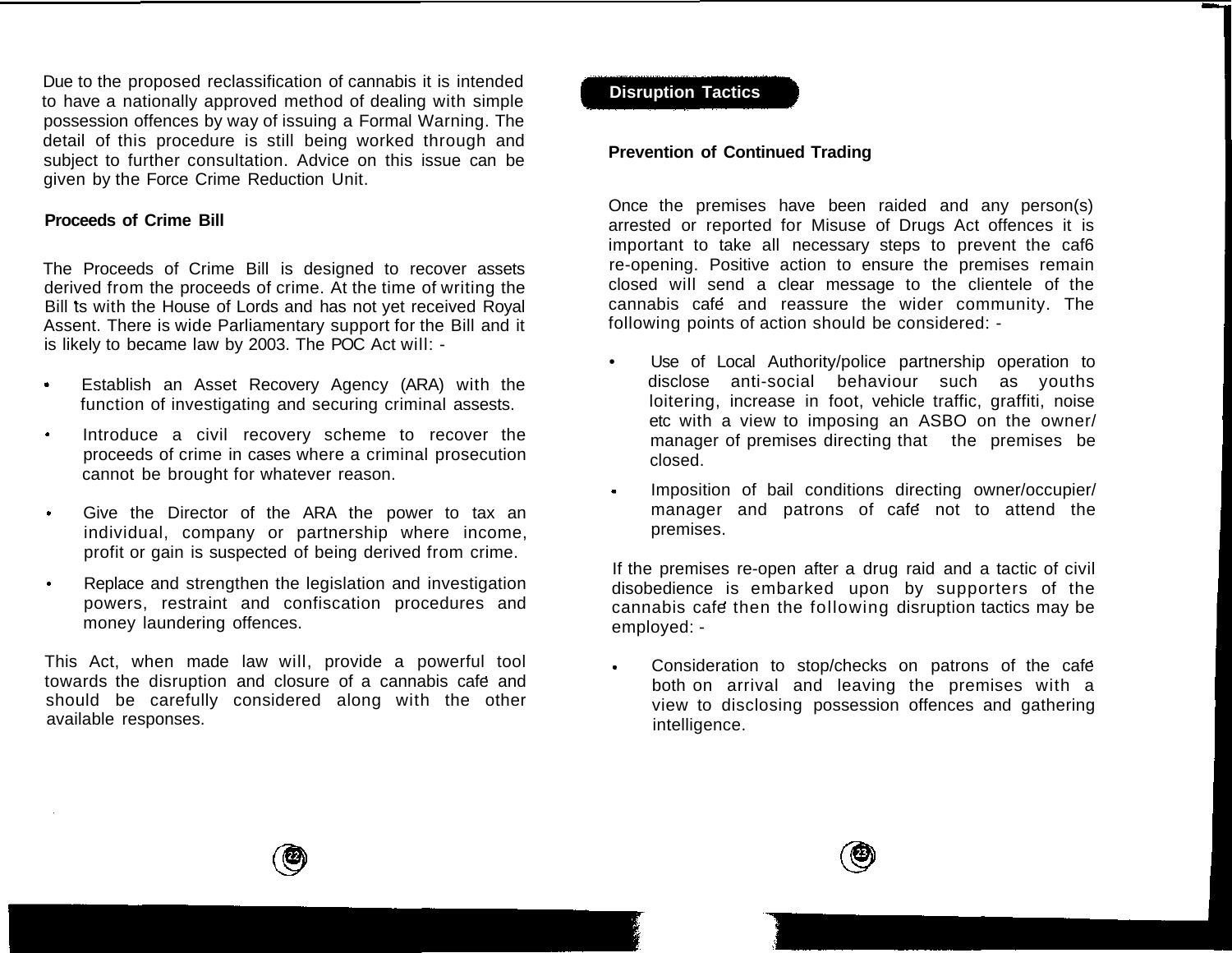Due to the proposed reclassification of cannabis it is intended to have a nationally approved method of dealing with simple possession offences by way of issuing a Formal Warning. The detail of this procedure is still being worked through and subject to further consultation. Advice on this issue can be given by the Force Crime Reduction Unit.

**Proceeds of Crime Bill**

The Proceeds of Crime Bill is designed to recover assets derived from the proceeds of crime. At the time of writing the Bill is with the House of Lords and has not yet received Royal Assent. There is wide Parliamentary support for the Bill and it is likely to became law by 2003. The POC Act will: -

- Establish an Asset Recovery Agency (ARA) with the function of investigating and securing criminal assests.
- Introduce a civil recovery scheme to recover the proceeds of crime in cases where a criminal prosecution cannot be brought for whatever reason.
- Give the Director of the ARA the power to tax an individual, company or partnership where income, profit or gain is suspected of being derived from crime.
- Replace and strengthen the legislation and investigation powers, restraint and confiscation procedures and money laundering offences.

This Act, when made law will, provide a powerful tool towards the disruption and closure of a cannabis café and should be carefully considered along with the other available responses.

## Disruption Tactics

**Prevention of Continued Trading**

Once the premises have been raided and any person(s) arrested or reported for Misuse of Drugs Act offences it is important to take all necessary steps to prevent the café re-opening. Positive action to ensure the premises remain closed will send a clear message to the clientele of the cannabis café and reassure the wider community. The following points of action should be considered: -

- Use of Local Authority/police partnership operation to disclose anti-social behaviour such as youths loitering, increase in foot, vehicle traffic, graffiti, noise etc with a view to imposing an ASBO on the owner/manager of premises directing that the premises be closed.
- Imposition of bail conditions directing owner/occupier/manager and patrons of café not to attend the premises.

If the premises re-open after a drug raid and a tactic of civil disobedience is embarked upon by supporters of the cannabis café then the following disruption tactics may be employed: -

- Consideration to stop/checks on patrons of the café both on arrival and leaving the premises with a view to disclosing possession offences and gathering intelligence.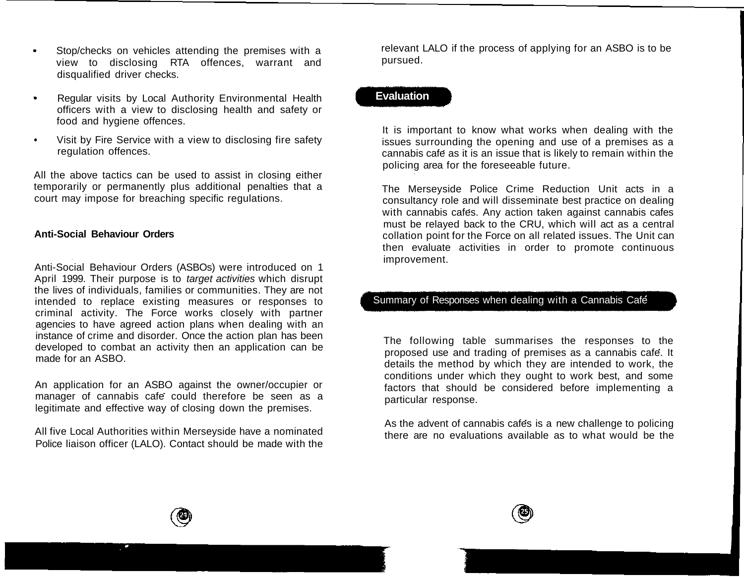- Stop/checks on vehicles attending the premises with a view to disclosing RTA offences, warrant and disqualified driver checks.
- Regular visits by Local Authority Environmental Health officers with a view to disclosing health and safety or food and hygiene offences.
- Visit by Fire Service with a view to disclosing fire safety regulation offences.

All the above tactics can be used to assist in closing either temporarily or permanently plus additional penalties that a court may impose for breaching specific regulations.

### Anti-Social Behaviour Orders

Anti-Social Behaviour Orders (ASBOs) were introduced on 1 April 1999. Their purpose is to *target activities* which disrupt the lives of individuals, families or communities. They are not intended to replace existing measures or responses to criminal activity. The Force works closely with partner agencies to have agreed action plans when dealing with an instance of crime and disorder. Once the action plan has been developed to combat an activity then an application can be made for an ASBO.

An application for an ASBO against the owner/occupier or manager of cannabis café could therefore be seen as a legitimate and effective way of closing down the premises.

All five Local Authorities within Merseyside have a nominated Police liaison officer (LALO). Contact should be made with the relevant LALO if the process of applying for an ASBO is to be pursued.

## Evaluation

It is important to know what works when dealing with the issues surrounding the opening and use of a premises as a cannabis café as it is an issue that is likely to remain within the policing area for the foreseeable future.

The Merseyside Police Crime Reduction Unit acts in a consultancy role and will disseminate best practice on dealing with cannabis cafés. Any action taken against cannabis cafes must be relayed back to the CRU, which will act as a central collation point for the Force on all related issues. The Unit can then evaluate activities in order to promote continuous improvement.

## Summary of Responses when dealing with a Cannabis Café

The following table summarises the responses to the proposed use and trading of premises as a cannabis café. It details the method by which they are intended to work, the conditions under which they ought to work best, and some factors that should be considered before implementing a particular response.

As the advent of cannabis cafés is a new challenge to policing there are no evaluations available as to what would be the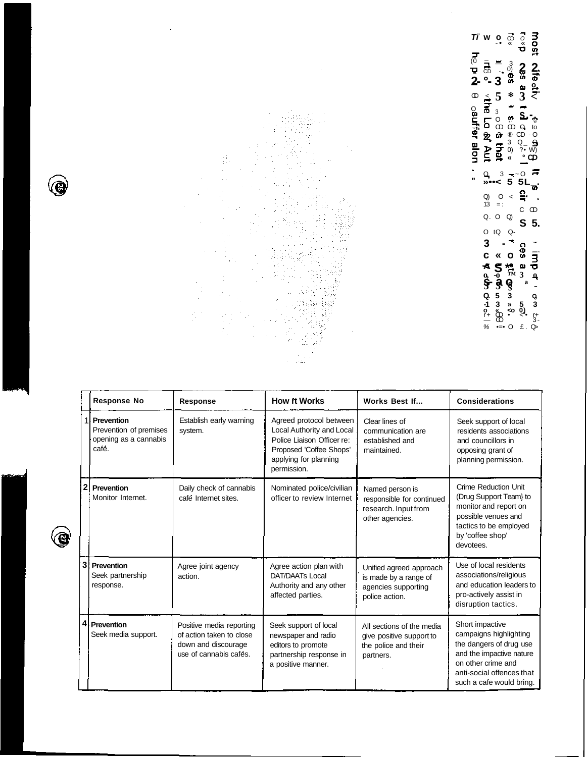| | Response No | Response | How it Works | Works Best If... | Considerations |
|---|---|---|---|---|---|
| 1 | **Prevention** Prevention of premises opening as a cannabis café. | Establish early warning system. | Agreed protocol between Local Authority and Local Police Liaison Officer re: Proposed 'Coffee Shops' applying for planning permission. | Clear lines of communication are established and maintained. | Seek support of local residents associations and councillors in opposing grant of planning permission. |
| 2 | **Prevention** Monitor Internet. | Daily check of cannabis café Internet sites. | Nominated police/civilian officer to review Internet | Named person is responsible for continued research. Input from other agencies. | Crime Reduction Unit (Drug Support Team) to monitor and report on possible venues and tactics to be employed by 'coffee shop' devotees. |
| 3 | **Prevention** Seek partnership response. | Agree joint agency action. | Agree action plan with DAT/DAATs Local Authority and any other affected parties. | Unified agreed approach is made by a range of agencies supporting police action. | Use of local residents associations/religious and education leaders to pro-actively assist in disruption tactics. |
| 4 | **Prevention** Seek media support. | Positive media reporting of action taken to close down and discourage use of cannabis cafés. | Seek support of local newspaper and radio editors to promote partnership response in a positive manner. | All sections of the media give positive support to the police and their partners. | Short impactive campaigns highlighting the dangers of drug use and the impactive nature on other crime and anti-social offences that such a cafe would bring. |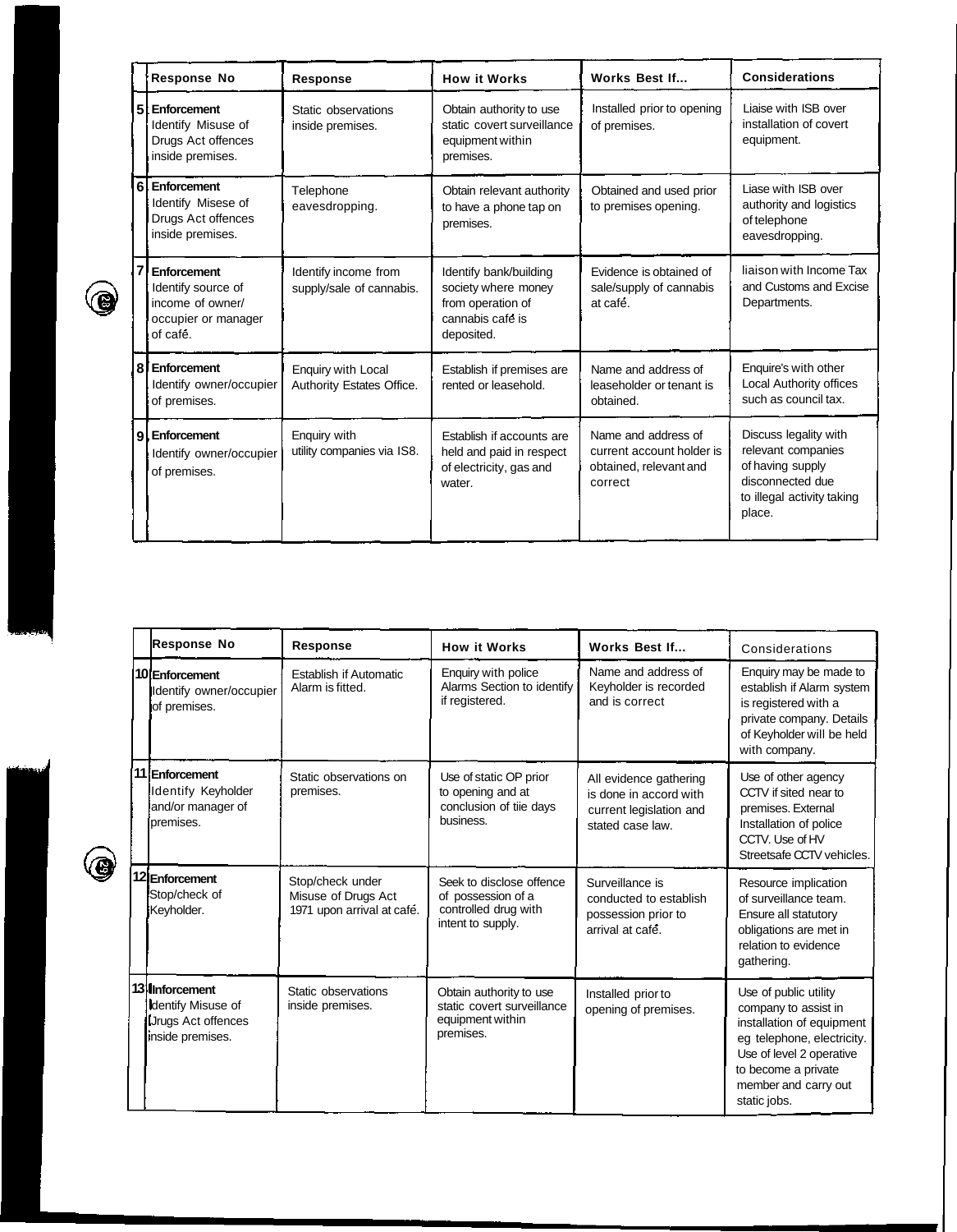| Response No | Response | How it Works | Works Best If... | Considerations |
|---|---|---|---|---|
| 5 **Enforcement** Identify Misuse of Drugs Act offences inside premises. | Static observations inside premises. | Obtain authority to use static covert surveillance equipment within premises. | Installed prior to opening of premises. | Liaise with ISB over installation of covert equipment. |
| 6 **Enforcement** Identify Misese of Drugs Act offences inside premises. | Telephone eavesdropping. | Obtain relevant authority to have a phone tap on premises. | Obtained and used prior to premises opening. | Liase with ISB over authority and logistics of telephone eavesdropping. |
| 7 **Enforcement** Identify source of income of owner/ occupier or manager of café. | Identify income from supply/sale of cannabis. | Identify bank/building society where money from operation of cannabis café is deposited. | Evidence is obtained of sale/supply of cannabis at café. | liaison with Income Tax and Customs and Excise Departments. |
| 8 **Enforcement** Identify owner/occupier of premises. | Enquiry with Local Authority Estates Office. | Establish if premises are rented or leasehold. | Name and address of leaseholder or tenant is obtained. | Enquire's with other Local Authority offices such as council tax. |
| 9 **Enforcement** Identify owner/occupier of premises. | Enquiry with utility companies via IS8. | Establish if accounts are held and paid in respect of electricity, gas and water. | Name and address of current account holder is obtained, relevant and correct | Discuss legality with relevant companies of having supply disconnected due to illegal activity taking place. |

| Response No | Response | How it Works | Works Best If... | Considerations |
|---|---|---|---|---|
| 10 **Enforcement** Identify owner/occupier of premises. | Establish if Automatic Alarm is fitted. | Enquiry with police Alarms Section to identify if registered. | Name and address of Keyholder is recorded and is correct | Enquiry may be made to establish if Alarm system is registered with a private company. Details of Keyholder will be held with company. |
| 11 **Enforcement** Identify Keyholder and/or manager of premises. | Static observations on premises. | Use of static OP prior to opening and at conclusion of tiie days business. | All evidence gathering is done in accord with current legislation and stated case law. | Use of other agency CCTV if sited near to premises. External Installation of police CCTV. Use of HV Streetsafe CCTV vehicles. |
| 12 **Enforcement** Stop/check of Keyholder. | Stop/check under Misuse of Drugs Act 1971 upon arrival at café. | Seek to disclose offence of possession of a controlled drug with intent to supply. | Surveillance is conducted to establish possession prior to arrival at café. | Resource implication of surveillance team. Ensure all statutory obligations are met in relation to evidence gathering. |
| 13 **Inforcement** Identify Misuse of Drugs Act offences inside premises. | Static observations inside premises. | Obtain authority to use static covert surveillance equipment within premises. | Installed prior to opening of premises. | Use of public utility company to assist in installation of equipment eg telephone, electricity. Use of level 2 operative to become a private member and carry out static jobs. |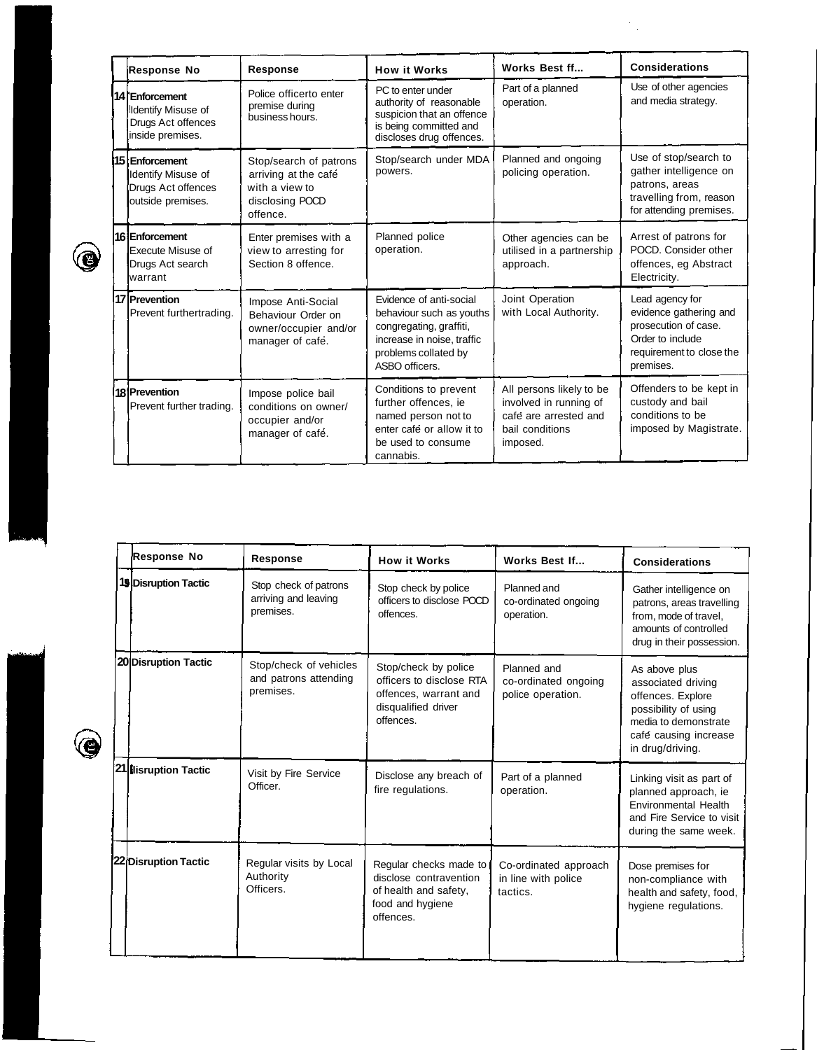| Response No | Response | How it Works | Works Best ff... | Considerations |
|---|---|---|---|---|
| 14 **Enforcement** Identify Misuse of Drugs Act offences inside premises. | Police officerto enter premise during business hours. | PC to enter under authority of reasonable suspicion that an offence is being committed and discloses drug offences. | Part of a planned operation. | Use of other agencies and media strategy. |
| 15 **Enforcement** Identify Misuse of Drugs Act offences outside premises. | Stop/search of patrons arriving at the café with a view to disclosing POCD offence. | Stop/search under MDA powers. | Planned and ongoing policing operation. | Use of stop/search to gather intelligence on patrons, areas travelling from, reason for attending premises. |
| 16 **Enforcement** Execute Misuse of Drugs Act search warrant | Enter premises with a view to arresting for Section 8 offence. | Planned police operation. | Other agencies can be utilised in a partnership approach. | Arrest of patrons for POCD. Consider other offences, eg Abstract Electricity. |
| 17 **Prevention** Prevent furthertrading. | Impose Anti-Social Behaviour Order on owner/occupier and/or manager of café. | Evidence of anti-social behaviour such as youths congregating, graffiti, increase in noise, traffic problems collated by ASBO officers. | Joint Operation with Local Authority. | Lead agency for evidence gathering and prosecution of case. Order to include requirement to close the premises. |
| 18 **Prevention** Prevent further trading. | Impose police bail conditions on owner/ occupier and/or manager of café. | Conditions to prevent further offences, ie named person not to enter café or allow it to be used to consume cannabis. | All persons likely to be involved in running of café are arrested and bail conditions imposed. | Offenders to be kept in custody and bail conditions to be imposed by Magistrate. |

| Response No | Response | How it Works | Works Best If... | Considerations |
|---|---|---|---|---|
| 19 **Disruption Tactic** | Stop check of patrons arriving and leaving premises. | Stop check by police officers to disclose POCD offences. | Planned and co-ordinated ongoing operation. | Gather intelligence on patrons, areas travelling from, mode of travel, amounts of controlled drug in their possession. |
| 20 **Disruption Tactic** | Stop/check of vehicles and patrons attending premises. | Stop/check by police officers to disclose RTA offences, warrant and disqualified driver offences. | Planned and co-ordinated ongoing police operation. | As above plus associated driving offences. Explore possibility of using media to demonstrate café causing increase in drug/driving. |
| 21 **Disruption Tactic** | Visit by Fire Service Officer. | Disclose any breach of fire regulations. | Part of a planned operation. | Linking visit as part of planned approach, ie Environmental Health and Fire Service to visit during the same week. |
| 22 **Disruption Tactic** | Regular visits by Local Authority Officers. | Regular checks made to disclose contravention of health and safety, food and hygiene offences. | Co-ordinated approach in line with police tactics. | Dose premises for non-compliance with health and safety, food, hygiene regulations. |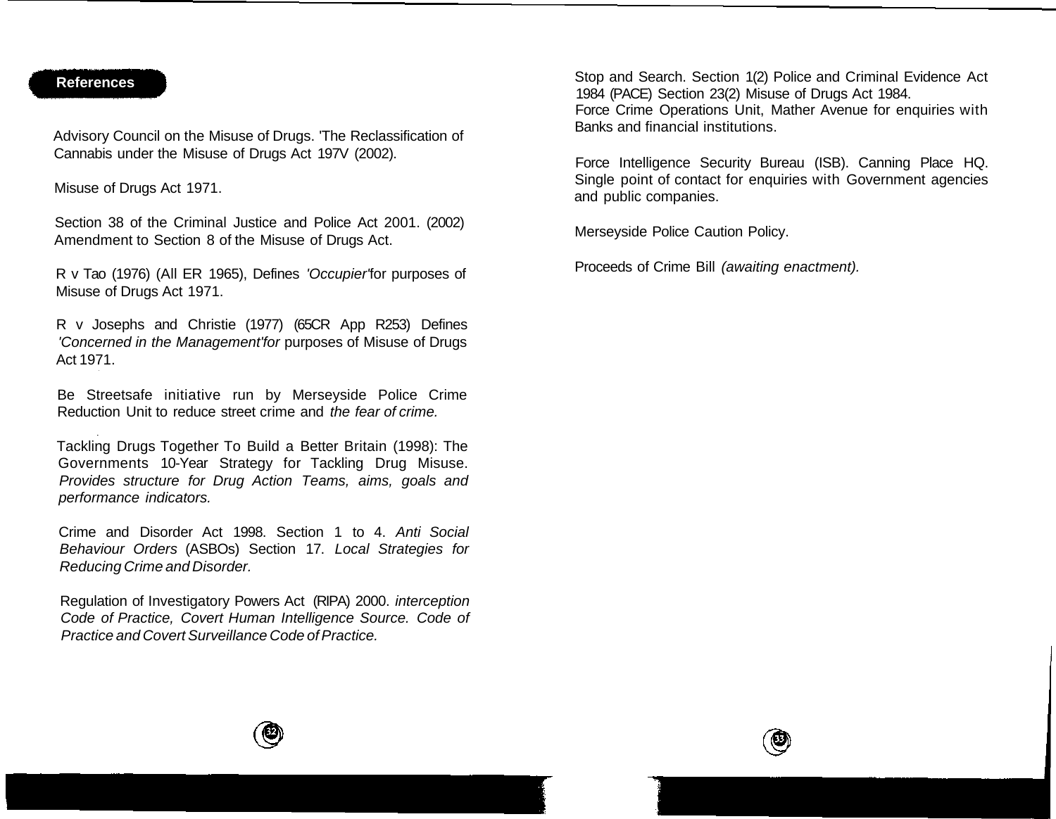## References

Advisory Council on the Misuse of Drugs. 'The Reclassification of Cannabis under the Misuse of Drugs Act 197V (2002).

Misuse of Drugs Act 1971.

Section 38 of the Criminal Justice and Police Act 2001. (2002) Amendment to Section 8 of the Misuse of Drugs Act.

R v Tao (1976) (All ER 1965), Defines *'Occupier'* for purposes of Misuse of Drugs Act 1971.

R v Josephs and Christie (1977) (65CR App R253) Defines *'Concerned in the Management'for* purposes of Misuse of Drugs Act 1971.

Be Streetsafe initiative run by Merseyside Police Crime Reduction Unit to reduce street crime and *the fear of crime.*

Tackling Drugs Together To Build a Better Britain (1998): The Governments 10-Year Strategy for Tackling Drug Misuse. *Provides structure for Drug Action Teams, aims, goals and performance indicators.*

Crime and Disorder Act 1998. Section 1 to 4. *Anti Social Behaviour Orders* (ASBOs) Section 17. *Local Strategies for Reducing Crime and Disorder.*

Regulation of Investigatory Powers Act (RIPA) 2000. *interception Code of Practice, Covert Human Intelligence Source. Code of Practice and Covert Surveillance Code of Practice.*

Stop and Search. Section 1(2) Police and Criminal Evidence Act 1984 (PACE) Section 23(2) Misuse of Drugs Act 1984.
Force Crime Operations Unit, Mather Avenue for enquiries with Banks and financial institutions.

Force Intelligence Security Bureau (ISB). Canning Place HQ. Single point of contact for enquiries with Government agencies and public companies.

Merseyside Police Caution Policy.

Proceeds of Crime Bill *(awaiting enactment).*